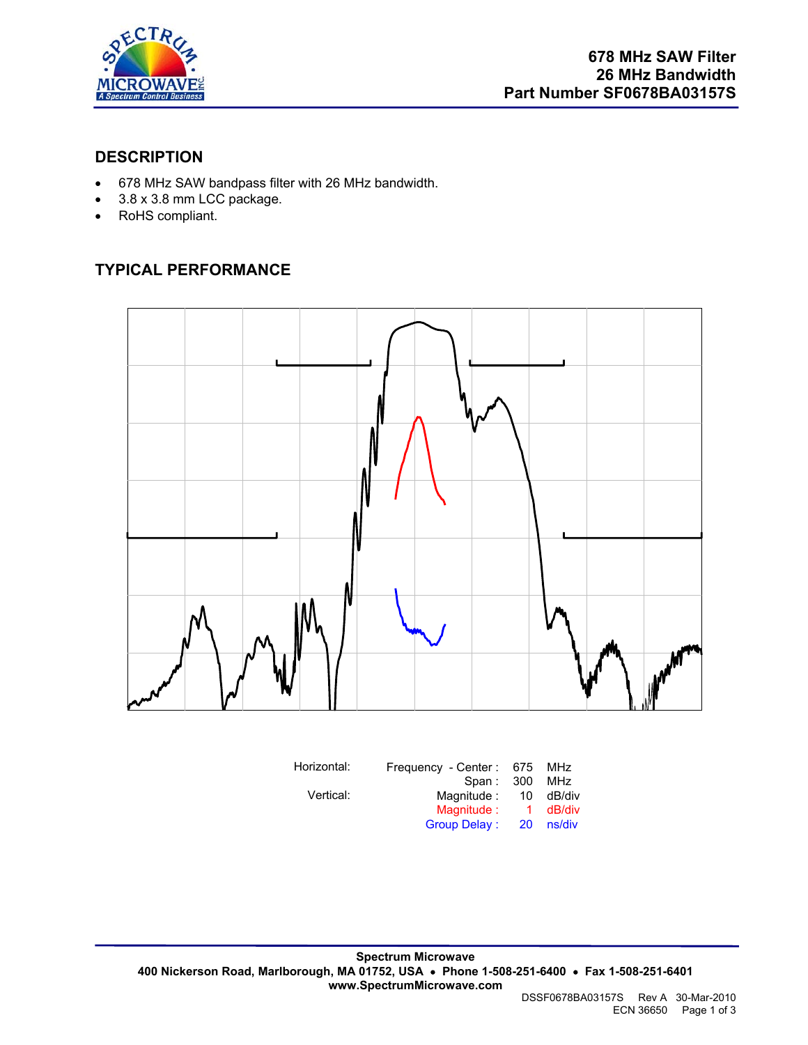**678 MHz SAW Filter**
**26 MHz Bandwidth**
**Part Number SF0678BA03157S**

## DESCRIPTION

- 678 MHz SAW bandpass filter with 26 MHz bandwidth.
- 3.8 x 3.8 mm LCC package.
- RoHS compliant.

## TYPICAL PERFORMANCE

| Horizontal: | Frequency - Center : | 675 | MHz |
|---|---|---|---|
| | Span : | 300 | MHz |
| Vertical: | Magnitude : | 10 | dB/div |
| | Magnitude : | 1 | dB/div |
| | Group Delay : | 20 | ns/div |

**Spectrum Microwave**
**400 Nickerson Road, Marlborough, MA 01752, USA • Phone 1-508-251-6400 • Fax 1-508-251-6401**
**www.SpectrumMicrowave.com**

DSSF0678BA03157S Rev A 30-Mar-2010
ECN 36650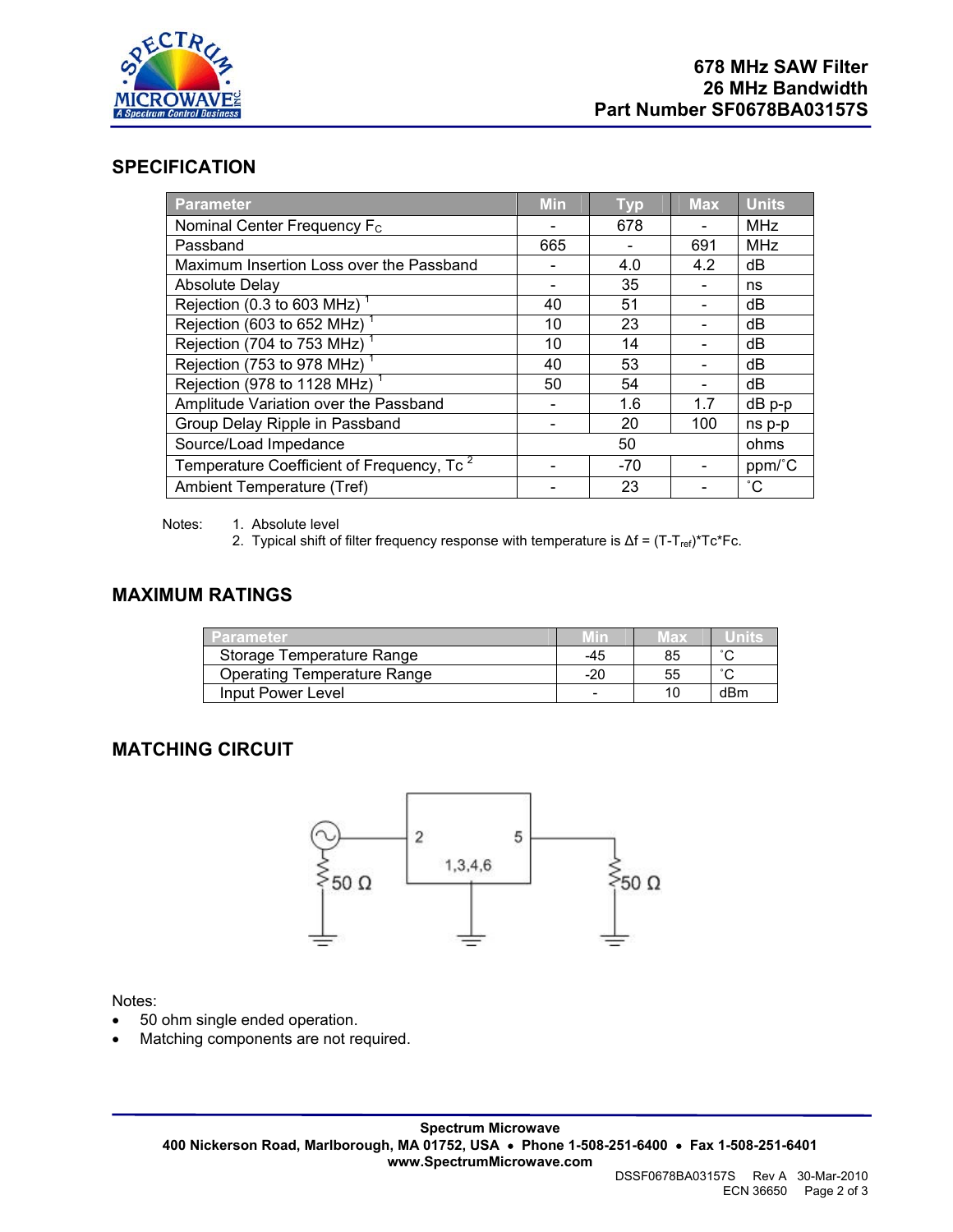678 MHz SAW Filter
26 MHz Bandwidth
Part Number SF0678BA03157S

## SPECIFICATION

| Parameter | Min | Typ | Max | Units |
|---|---|---|---|---|
| Nominal Center Frequency $F_C$ | - | 678 | - | MHz |
| Passband | 665 | - | 691 | MHz |
| Maximum Insertion Loss over the Passband | - | 4.0 | 4.2 | dB |
| Absolute Delay | - | 35 | - | ns |
| Rejection (0.3 to 603 MHz) [1] | 40 | 51 | - | dB |
| Rejection (603 to 652 MHz) [1] | 10 | 23 | - | dB |
| Rejection (704 to 753 MHz) [1] | 10 | 14 | - | dB |
| Rejection (753 to 978 MHz) [1] | 40 | 53 | - | dB |
| Rejection (978 to 1128 MHz) [1] | 50 | 54 | - | dB |
| Amplitude Variation over the Passband | - | 1.6 | 1.7 | dB p-p |
| Group Delay Ripple in Passband | - | 20 | 100 | ns p-p |
| Source/Load Impedance | | 50 | | ohms |
| Temperature Coefficient of Frequency, Tc [2] | - | -70 | - | ppm/˚C |
| Ambient Temperature (Tref) | - | 23 | - | ˚C |

Notes:
1. Absolute level
2. Typical shift of filter frequency response with temperature is $\Delta f = (T-T_{ref})*Tc*Fc$.

## MAXIMUM RATINGS

| Parameter | Min | Max | Units |
|---|---|---|---|
| Storage Temperature Range | -45 | 85 | ˚C |
| Operating Temperature Range | -20 | 55 | ˚C |
| Input Power Level | - | 10 | dBm |

## MATCHING CIRCUIT

2 | 5 | 1,3,4,6 | 50 Ω | 50 Ω

Notes:
- 50 ohm single ended operation.
- Matching components are not required.

**Spectrum Microwave**
**400 Nickerson Road, Marlborough, MA 01752, USA • Phone 1-508-251-6400 • Fax 1-508-251-6401**
**www.SpectrumMicrowave.com**

DSSF0678BA03157S Rev A 30-Mar-2010
ECN 36650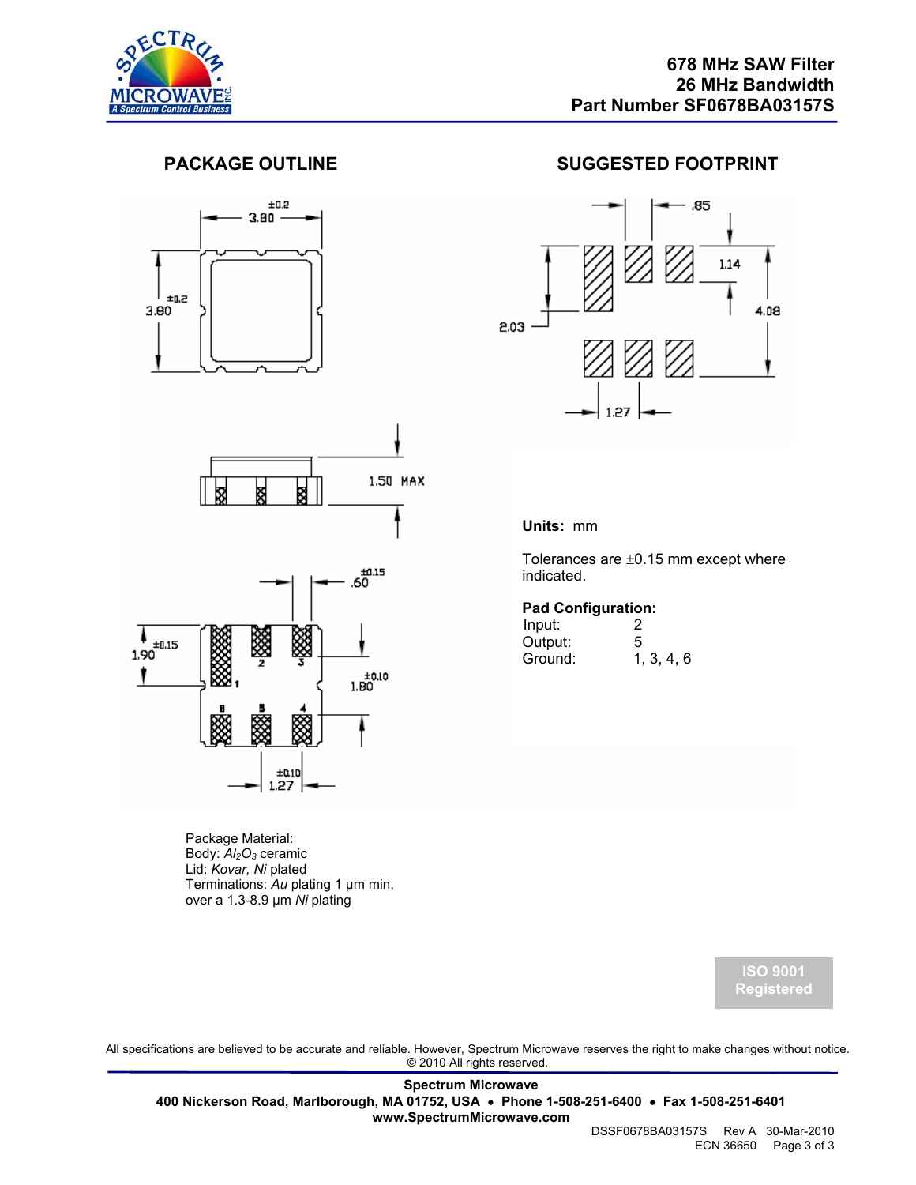# 678 MHz SAW Filter
## 26 MHz Bandwidth
## Part Number SF0678BA03157S

## PACKAGE OUTLINE

±0.2
3.80

±0.2
3.80

1.50 MAX

±0.15
.60

±0.15
1.90

±0.10
1.80

±0.10
1.27

1 2 3
6 5 4

## SUGGESTED FOOTPRINT

.85

1.14

4.08

2.03

1.27

**Units:** mm

Tolerances are ±0.15 mm except where indicated.

**Pad Configuration:**

| | |
|---|---|
| Input: | 2 |
| Output: | 5 |
| Ground: | 1, 3, 4, 6 |

Package Material:
Body: *$Al_2O_3$* ceramic
Lid: *Kovar, Ni* plated
Terminations: *Au* plating 1 µm min,
over a 1.3-8.9 µm *Ni* plating

ISO 9001
Registered

All specifications are believed to be accurate and reliable. However, Spectrum Microwave reserves the right to make changes without notice.
© 2010 All rights reserved.

**Spectrum Microwave**
**400 Nickerson Road, Marlborough, MA 01752, USA • Phone 1-508-251-6400 • Fax 1-508-251-6401**
**www.SpectrumMicrowave.com**

DSSF0678BA03157S Rev A 30-Mar-2010
ECN 36650